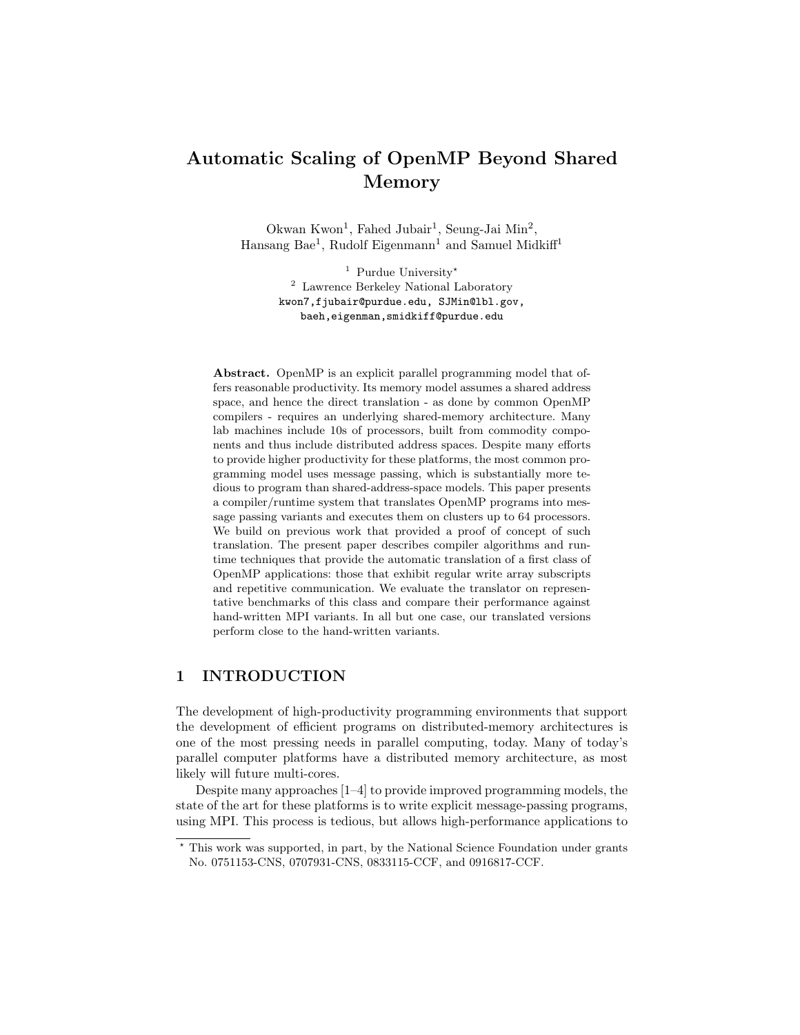# Automatic Scaling of OpenMP Beyond Shared Memory

Okwan Kwon[1], Fahed Jubair[1], Seung-Jai Min[2], Hansang Bae[1], Rudolf Eigenmann[1] and Samuel Midkiff[1]

[1] Purdue University*
[2] Lawrence Berkeley National Laboratory
kwon7,fjubair@purdue.edu, SJMin@lbl.gov, baeh,eigenman,smidkiff@purdue.edu

**Abstract.** OpenMP is an explicit parallel programming model that offers reasonable productivity. Its memory model assumes a shared address space, and hence the direct translation - as done by common OpenMP compilers - requires an underlying shared-memory architecture. Many lab machines include 10s of processors, built from commodity components and thus include distributed address spaces. Despite many efforts to provide higher productivity for these platforms, the most common programming model uses message passing, which is substantially more tedious to program than shared-address-space models. This paper presents a compiler/runtime system that translates OpenMP programs into message passing variants and executes them on clusters up to 64 processors. We build on previous work that provided a proof of concept of such translation. The present paper describes compiler algorithms and runtime techniques that provide the automatic translation of a first class of OpenMP applications: those that exhibit regular write array subscripts and repetitive communication. We evaluate the translator on representative benchmarks of this class and compare their performance against hand-written MPI variants. In all but one case, our translated versions perform close to the hand-written variants.

## 1 INTRODUCTION

The development of high-productivity programming environments that support the development of efficient programs on distributed-memory architectures is one of the most pressing needs in parallel computing, today. Many of today's parallel computer platforms have a distributed memory architecture, as most likely will future multi-cores.

Despite many approaches [1–4] to provide improved programming models, the state of the art for these platforms is to write explicit message-passing programs, using MPI. This process is tedious, but allows high-performance applications to

---

* This work was supported, in part, by the National Science Foundation under grants No. 0751153-CNS, 0707931-CNS, 0833115-CCF, and 0916817-CCF.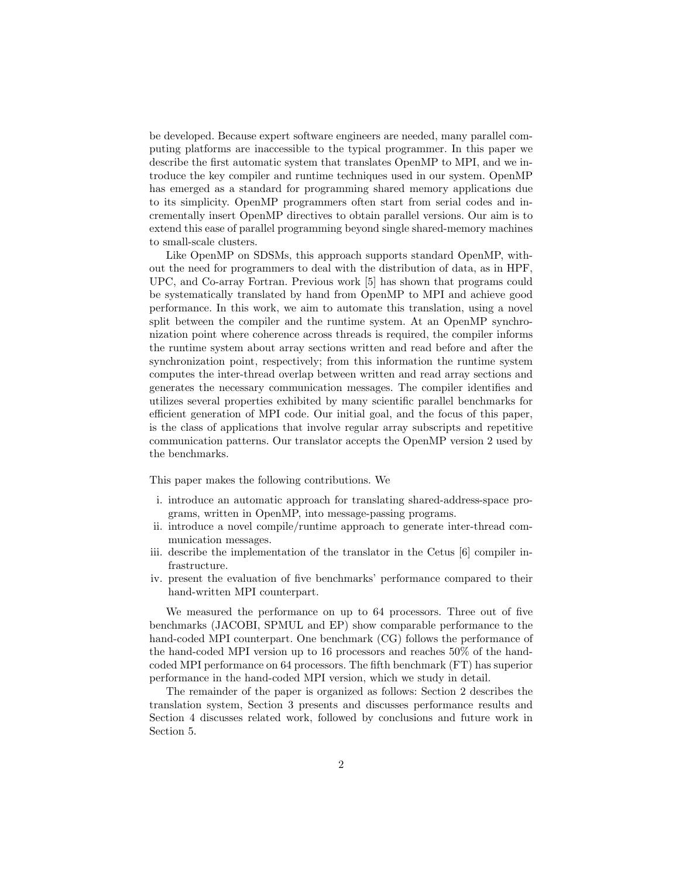be developed. Because expert software engineers are needed, many parallel computing platforms are inaccessible to the typical programmer. In this paper we describe the first automatic system that translates OpenMP to MPI, and we introduce the key compiler and runtime techniques used in our system. OpenMP has emerged as a standard for programming shared memory applications due to its simplicity. OpenMP programmers often start from serial codes and incrementally insert OpenMP directives to obtain parallel versions. Our aim is to extend this ease of parallel programming beyond single shared-memory machines to small-scale clusters.

Like OpenMP on SDSMs, this approach supports standard OpenMP, without the need for programmers to deal with the distribution of data, as in HPF, UPC, and Co-array Fortran. Previous work [5] has shown that programs could be systematically translated by hand from OpenMP to MPI and achieve good performance. In this work, we aim to automate this translation, using a novel split between the compiler and the runtime system. At an OpenMP synchronization point where coherence across threads is required, the compiler informs the runtime system about array sections written and read before and after the synchronization point, respectively; from this information the runtime system computes the inter-thread overlap between written and read array sections and generates the necessary communication messages. The compiler identifies and utilizes several properties exhibited by many scientific parallel benchmarks for efficient generation of MPI code. Our initial goal, and the focus of this paper, is the class of applications that involve regular array subscripts and repetitive communication patterns. Our translator accepts the OpenMP version 2 used by the benchmarks.

This paper makes the following contributions. We

i. introduce an automatic approach for translating shared-address-space programs, written in OpenMP, into message-passing programs.
ii. introduce a novel compile/runtime approach to generate inter-thread communication messages.
iii. describe the implementation of the translator in the Cetus [6] compiler infrastructure.
iv. present the evaluation of five benchmarks' performance compared to their hand-written MPI counterpart.

We measured the performance on up to 64 processors. Three out of five benchmarks (JACOBI, SPMUL and EP) show comparable performance to the hand-coded MPI counterpart. One benchmark (CG) follows the performance of the hand-coded MPI version up to 16 processors and reaches 50% of the hand-coded MPI performance on 64 processors. The fifth benchmark (FT) has superior performance in the hand-coded MPI version, which we study in detail.

The remainder of the paper is organized as follows: Section 2 describes the translation system, Section 3 presents and discusses performance results and Section 4 discusses related work, followed by conclusions and future work in Section 5.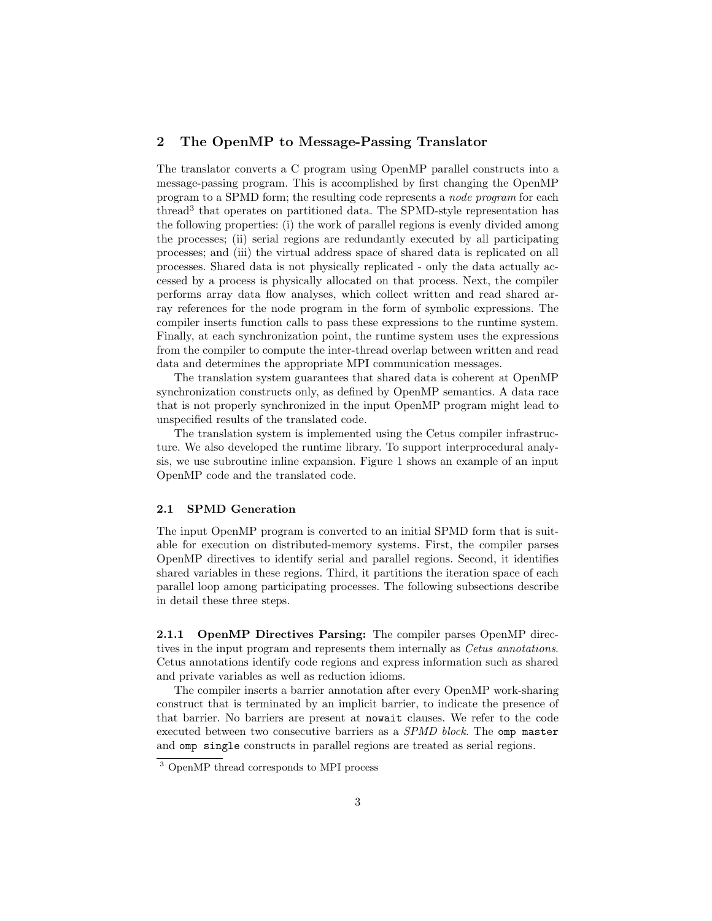## 2 The OpenMP to Message-Passing Translator

The translator converts a C program using OpenMP parallel constructs into a message-passing program. This is accomplished by first changing the OpenMP program to a SPMD form; the resulting code represents a *node program* for each thread[3] that operates on partitioned data. The SPMD-style representation has the following properties: (i) the work of parallel regions is evenly divided among the processes; (ii) serial regions are redundantly executed by all participating processes; and (iii) the virtual address space of shared data is replicated on all processes. Shared data is not physically replicated - only the data actually accessed by a process is physically allocated on that process. Next, the compiler performs array data flow analyses, which collect written and read shared array references for the node program in the form of symbolic expressions. The compiler inserts function calls to pass these expressions to the runtime system. Finally, at each synchronization point, the runtime system uses the expressions from the compiler to compute the inter-thread overlap between written and read data and determines the appropriate MPI communication messages.

The translation system guarantees that shared data is coherent at OpenMP synchronization constructs only, as defined by OpenMP semantics. A data race that is not properly synchronized in the input OpenMP program might lead to unspecified results of the translated code.

The translation system is implemented using the Cetus compiler infrastructure. We also developed the runtime library. To support interprocedural analysis, we use subroutine inline expansion. Figure 1 shows an example of an input OpenMP code and the translated code.

### 2.1 SPMD Generation

The input OpenMP program is converted to an initial SPMD form that is suitable for execution on distributed-memory systems. First, the compiler parses OpenMP directives to identify serial and parallel regions. Second, it identifies shared variables in these regions. Third, it partitions the iteration space of each parallel loop among participating processes. The following subsections describe in detail these three steps.

**2.1.1 OpenMP Directives Parsing:** The compiler parses OpenMP directives in the input program and represents them internally as *Cetus annotations*. Cetus annotations identify code regions and express information such as shared and private variables as well as reduction idioms.

The compiler inserts a barrier annotation after every OpenMP work-sharing construct that is terminated by an implicit barrier, to indicate the presence of that barrier. No barriers are present at `nowait` clauses. We refer to the code executed between two consecutive barriers as a *SPMD block*. The `omp master` and `omp single` constructs in parallel regions are treated as serial regions.

[3] OpenMP thread corresponds to MPI process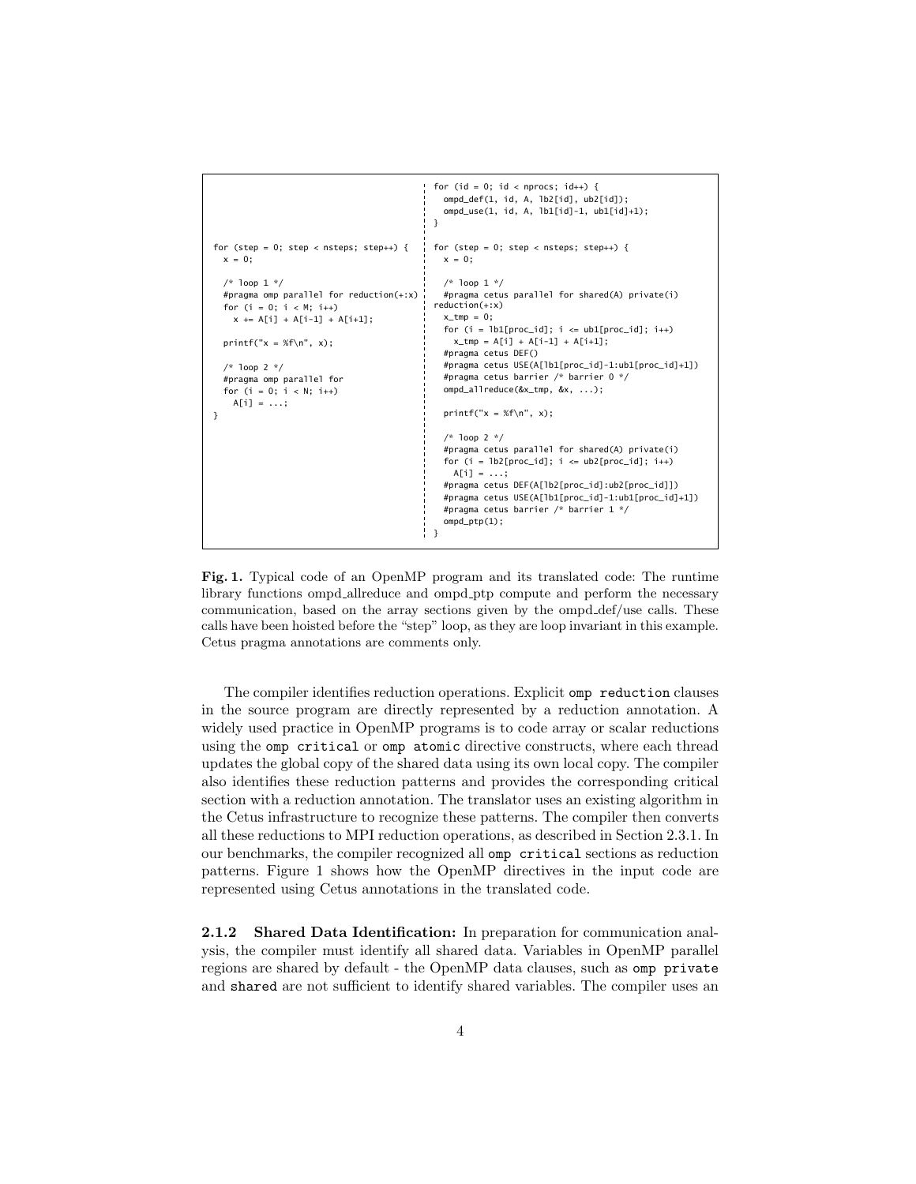```
for (step = 0; step < nsteps; step++) {
  x = 0;

  /* loop 1 */
  #pragma omp parallel for reduction(+:x)
  for (i = 0; i < M; i++)
    x += A[i] + A[i-1] + A[i+1];

  printf("x = %f\n", x);

  /* loop 2 */
  #pragma omp parallel for
  for (i = 0; i < N; i++)
    A[i] = ...;
}
```

```
for (id = 0; id < nprocs; id++) {
  ompd_def(1, id, A, lb2[id], ub2[id]);
  ompd_use(1, id, A, lb1[id]-1, ub1[id]+1);
}

for (step = 0; step < nsteps; step++) {
  x = 0;

  /* loop 1 */
  #pragma cetus parallel for shared(A) private(i)
reduction(+:x)
  x_tmp = 0;
  for (i = lb1[proc_id]; i <= ub1[proc_id]; i++)
    x_tmp = A[i] + A[i-1] + A[i+1];
  #pragma cetus DEF()
  #pragma cetus USE(A[lb1[proc_id]-1:ub1[proc_id]+1])
  #pragma cetus barrier /* barrier 0 */
  ompd_allreduce(&x_tmp, &x, ...);

  printf("x = %f\n", x);

  /* loop 2 */
  #pragma cetus parallel for shared(A) private(i)
  for (i = lb2[proc_id]; i <= ub2[proc_id]; i++)
    A[i] = ...;
  #pragma cetus DEF(A[lb2[proc_id]:ub2[proc_id]])
  #pragma cetus USE(A[lb1[proc_id]-1:ub1[proc_id]+1])
  #pragma cetus barrier /* barrier 1 */
  ompd_ptp(1);
}
```

**Fig. 1.** Typical code of an OpenMP program and its translated code: The runtime library functions ompd_allreduce and ompd_ptp compute and perform the necessary communication, based on the array sections given by the ompd_def/use calls. These calls have been hoisted before the "step" loop, as they are loop invariant in this example. Cetus pragma annotations are comments only.

The compiler identifies reduction operations. Explicit `omp reduction` clauses in the source program are directly represented by a reduction annotation. A widely used practice in OpenMP programs is to code array or scalar reductions using the `omp critical` or `omp atomic` directive constructs, where each thread updates the global copy of the shared data using its own local copy. The compiler also identifies these reduction patterns and provides the corresponding critical section with a reduction annotation. The translator uses an existing algorithm in the Cetus infrastructure to recognize these patterns. The compiler then converts all these reductions to MPI reduction operations, as described in Section 2.3.1. In our benchmarks, the compiler recognized all `omp critical` sections as reduction patterns. Figure 1 shows how the OpenMP directives in the input code are represented using Cetus annotations in the translated code.

**2.1.2 Shared Data Identification:** In preparation for communication analysis, the compiler must identify all shared data. Variables in OpenMP parallel regions are shared by default - the OpenMP data clauses, such as `omp private` and `shared` are not sufficient to identify shared variables. The compiler uses an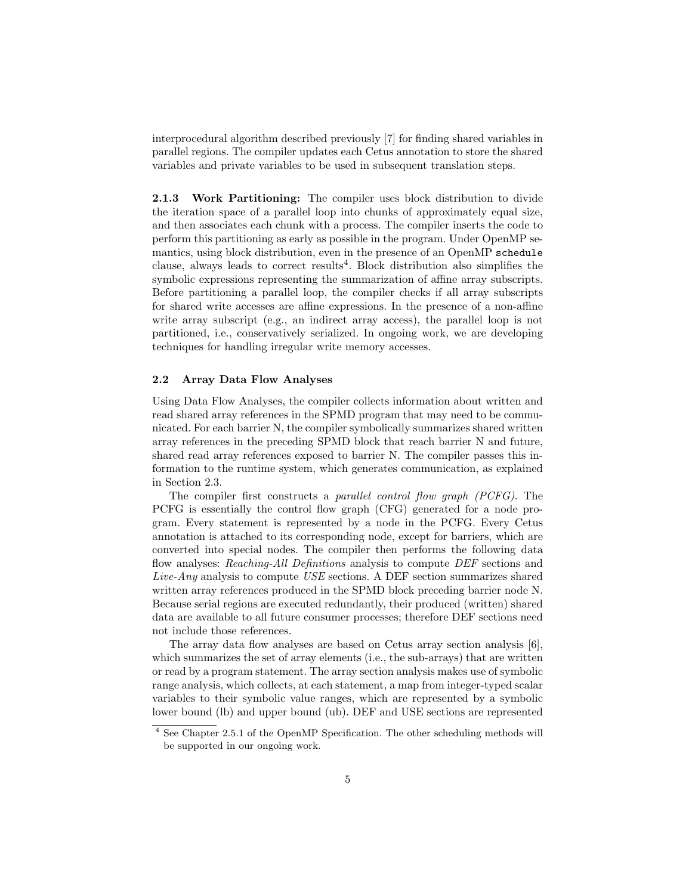interprocedural algorithm described previously [7] for finding shared variables in parallel regions. The compiler updates each Cetus annotation to store the shared variables and private variables to be used in subsequent translation steps.

**2.1.3 Work Partitioning:** The compiler uses block distribution to divide the iteration space of a parallel loop into chunks of approximately equal size, and then associates each chunk with a process. The compiler inserts the code to perform this partitioning as early as possible in the program. Under OpenMP semantics, using block distribution, even in the presence of an OpenMP `schedule` clause, always leads to correct results[4]. Block distribution also simplifies the symbolic expressions representing the summarization of affine array subscripts. Before partitioning a parallel loop, the compiler checks if all array subscripts for shared write accesses are affine expressions. In the presence of a non-affine write array subscript (e.g., an indirect array access), the parallel loop is not partitioned, i.e., conservatively serialized. In ongoing work, we are developing techniques for handling irregular write memory accesses.

### 2.2 Array Data Flow Analyses

Using Data Flow Analyses, the compiler collects information about written and read shared array references in the SPMD program that may need to be communicated. For each barrier N, the compiler symbolically summarizes shared written array references in the preceding SPMD block that reach barrier N and future, shared read array references exposed to barrier N. The compiler passes this information to the runtime system, which generates communication, as explained in Section 2.3.

The compiler first constructs a *parallel control flow graph (PCFG)*. The PCFG is essentially the control flow graph (CFG) generated for a node program. Every statement is represented by a node in the PCFG. Every Cetus annotation is attached to its corresponding node, except for barriers, which are converted into special nodes. The compiler then performs the following data flow analyses: *Reaching-All Definitions* analysis to compute *DEF* sections and *Live-Any* analysis to compute *USE* sections. A DEF section summarizes shared written array references produced in the SPMD block preceding barrier node N. Because serial regions are executed redundantly, their produced (written) shared data are available to all future consumer processes; therefore DEF sections need not include those references.

The array data flow analyses are based on Cetus array section analysis [6], which summarizes the set of array elements (i.e., the sub-arrays) that are written or read by a program statement. The array section analysis makes use of symbolic range analysis, which collects, at each statement, a map from integer-typed scalar variables to their symbolic value ranges, which are represented by a symbolic lower bound (lb) and upper bound (ub). DEF and USE sections are represented

[4] See Chapter 2.5.1 of the OpenMP Specification. The other scheduling methods will be supported in our ongoing work.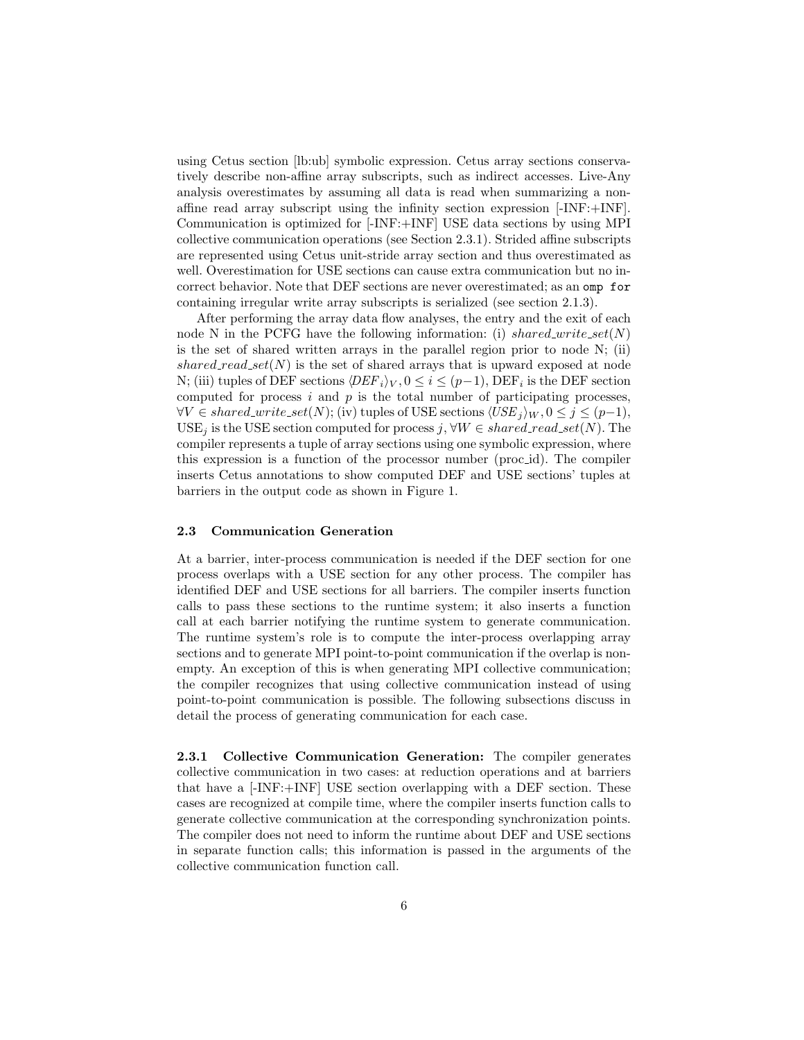using Cetus section [lb:ub] symbolic expression. Cetus array sections conservatively describe non-affine array subscripts, such as indirect accesses. Live-Any analysis overestimates by assuming all data is read when summarizing a non-affine read array subscript using the infinity section expression [-INF:+INF]. Communication is optimized for [-INF:+INF] USE data sections by using MPI collective communication operations (see Section 2.3.1). Strided affine subscripts are represented using Cetus unit-stride array section and thus overestimated as well. Overestimation for USE sections can cause extra communication but no incorrect behavior. Note that DEF sections are never overestimated; as an `omp for` containing irregular write array subscripts is serialized (see section 2.1.3).

After performing the array data flow analyses, the entry and the exit of each node N in the PCFG have the following information: (i) $shared\_write\_set(N)$ is the set of shared written arrays in the parallel region prior to node N; (ii) $shared\_read\_set(N)$ is the set of shared arrays that is upward exposed at node N; (iii) tuples of DEF sections $\langle DEF_i \rangle_V, 0 \leq i \leq (p-1)$, $\text{DEF}_i$ is the DEF section computed for process $i$ and $p$ is the total number of participating processes, $\forall V \in shared\_write\_set(N)$; (iv) tuples of USE sections $\langle USE_j \rangle_W, 0 \leq j \leq (p-1)$, $\text{USE}_j$ is the USE section computed for process $j, \forall W \in shared\_read\_set(N)$. The compiler represents a tuple of array sections using one symbolic expression, where this expression is a function of the processor number (proc_id). The compiler inserts Cetus annotations to show computed DEF and USE sections' tuples at barriers in the output code as shown in Figure 1.

### 2.3 Communication Generation

At a barrier, inter-process communication is needed if the DEF section for one process overlaps with a USE section for any other process. The compiler has identified DEF and USE sections for all barriers. The compiler inserts function calls to pass these sections to the runtime system; it also inserts a function call at each barrier notifying the runtime system to generate communication. The runtime system's role is to compute the inter-process overlapping array sections and to generate MPI point-to-point communication if the overlap is non-empty. An exception of this is when generating MPI collective communication; the compiler recognizes that using collective communication instead of using point-to-point communication is possible. The following subsections discuss in detail the process of generating communication for each case.

**2.3.1 Collective Communication Generation:** The compiler generates collective communication in two cases: at reduction operations and at barriers that have a [-INF:+INF] USE section overlapping with a DEF section. These cases are recognized at compile time, where the compiler inserts function calls to generate collective communication at the corresponding synchronization points. The compiler does not need to inform the runtime about DEF and USE sections in separate function calls; this information is passed in the arguments of the collective communication function call.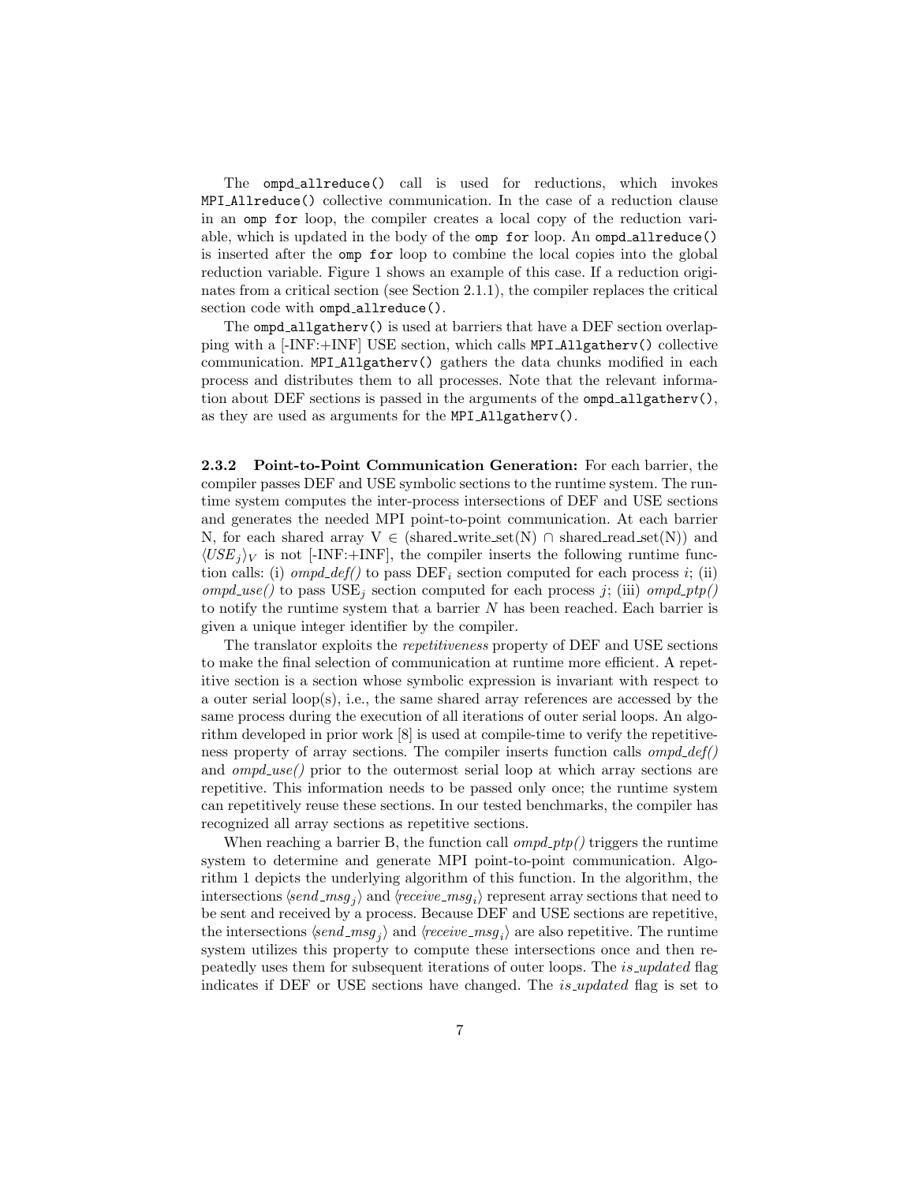The `ompd_allreduce()` call is used for reductions, which invokes `MPI_Allreduce()` collective communication. In the case of a reduction clause in an `omp for` loop, the compiler creates a local copy of the reduction variable, which is updated in the body of the `omp for` loop. An `ompd_allreduce()` is inserted after the `omp for` loop to combine the local copies into the global reduction variable. Figure 1 shows an example of this case. If a reduction originates from a critical section (see Section 2.1.1), the compiler replaces the critical section code with `ompd_allreduce()`.

The `ompd_allgatherv()` is used at barriers that have a DEF section overlapping with a [-INF:+INF] USE section, which calls `MPI_Allgatherv()` collective communication. `MPI_Allgatherv()` gathers the data chunks modified in each process and distributes them to all processes. Note that the relevant information about DEF sections is passed in the arguments of the `ompd_allgatherv()`, as they are used as arguments for the `MPI_Allgatherv()`.

**2.3.2 Point-to-Point Communication Generation:** For each barrier, the compiler passes DEF and USE symbolic sections to the runtime system. The runtime system computes the inter-process intersections of DEF and USE sections and generates the needed MPI point-to-point communication. At each barrier N, for each shared array V $\in$ (shared_write_set(N) $\cap$ shared_read_set(N)) and $\langle USE_j \rangle_V$ is not [-INF:+INF], the compiler inserts the following runtime function calls: (i) *ompd_def()* to pass $\text{DEF}_i$ section computed for each process $i$; (ii) *ompd_use()* to pass $\text{USE}_j$ section computed for each process $j$; (iii) *ompd_ptp()* to notify the runtime system that a barrier $N$ has been reached. Each barrier is given a unique integer identifier by the compiler.

The translator exploits the *repetitiveness* property of DEF and USE sections to make the final selection of communication at runtime more efficient. A repetitive section is a section whose symbolic expression is invariant with respect to a outer serial loop(s), i.e., the same shared array references are accessed by the same process during the execution of all iterations of outer serial loops. An algorithm developed in prior work [8] is used at compile-time to verify the repetitiveness property of array sections. The compiler inserts function calls *ompd_def()* and *ompd_use()* prior to the outermost serial loop at which array sections are repetitive. This information needs to be passed only once; the runtime system can repetitively reuse these sections. In our tested benchmarks, the compiler has recognized all array sections as repetitive sections.

When reaching a barrier B, the function call *ompd_ptp()* triggers the runtime system to determine and generate MPI point-to-point communication. Algorithm 1 depicts the underlying algorithm of this function. In the algorithm, the intersections $\langle send\_msg_j \rangle$ and $\langle receive\_msg_i \rangle$ represent array sections that need to be sent and received by a process. Because DEF and USE sections are repetitive, the intersections $\langle send\_msg_j \rangle$ and $\langle receive\_msg_i \rangle$ are also repetitive. The runtime system utilizes this property to compute these intersections once and then repeatedly uses them for subsequent iterations of outer loops. The *is_updated* flag indicates if DEF or USE sections have changed. The *is_updated* flag is set to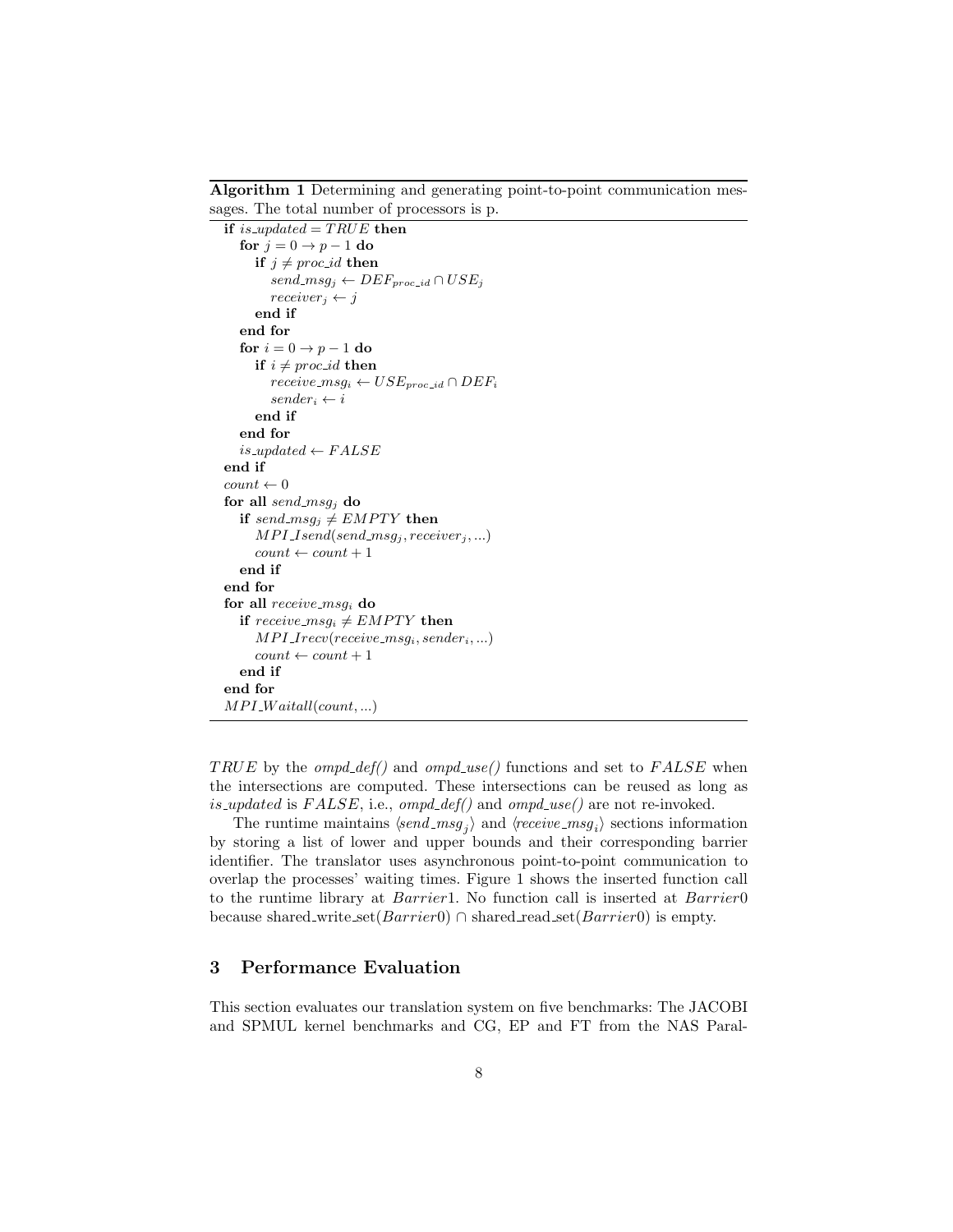**Algorithm 1** Determining and generating point-to-point communication messages. The total number of processors is p.

```
if is_updated = TRUE then
    for j = 0 → p − 1 do
        if j ≠ proc_id then
            send_msg_j ← DEF_proc_id ∩ USE_j
            receiver_j ← j
        end if
    end for
    for i = 0 → p − 1 do
        if i ≠ proc_id then
            receive_msg_i ← USE_proc_id ∩ DEF_i
            sender_i ← i
        end if
    end for
    is_updated ← FALSE
end if
count ← 0
for all send_msg_j do
    if send_msg_j ≠ EMPTY then
        MPI_Isend(send_msg_j, receiver_j, ...)
        count ← count + 1
    end if
end for
for all receive_msg_i do
    if receive_msg_i ≠ EMPTY then
        MPI_Irecv(receive_msg_i, sender_i, ...)
        count ← count + 1
    end if
end for
MPI_Waitall(count, ...)
```

$TRUE$ by the *ompd_def()* and *ompd_use()* functions and set to $FALSE$ when the intersections are computed. These intersections can be reused as long as *is_updated* is $FALSE$, i.e., *ompd_def()* and *ompd_use()* are not re-invoked.

The runtime maintains $\langle send\_msg_j \rangle$ and $\langle receive\_msg_i \rangle$ sections information by storing a list of lower and upper bounds and their corresponding barrier identifier. The translator uses asynchronous point-to-point communication to overlap the processes' waiting times. Figure 1 shows the inserted function call to the runtime library at $Barrier1$. No function call is inserted at $Barrier0$ because shared_write_set($Barrier0$) ∩ shared_read_set($Barrier0$) is empty.

## 3 Performance Evaluation

This section evaluates our translation system on five benchmarks: The JACOBI and SPMUL kernel benchmarks and CG, EP and FT from the NAS Paral-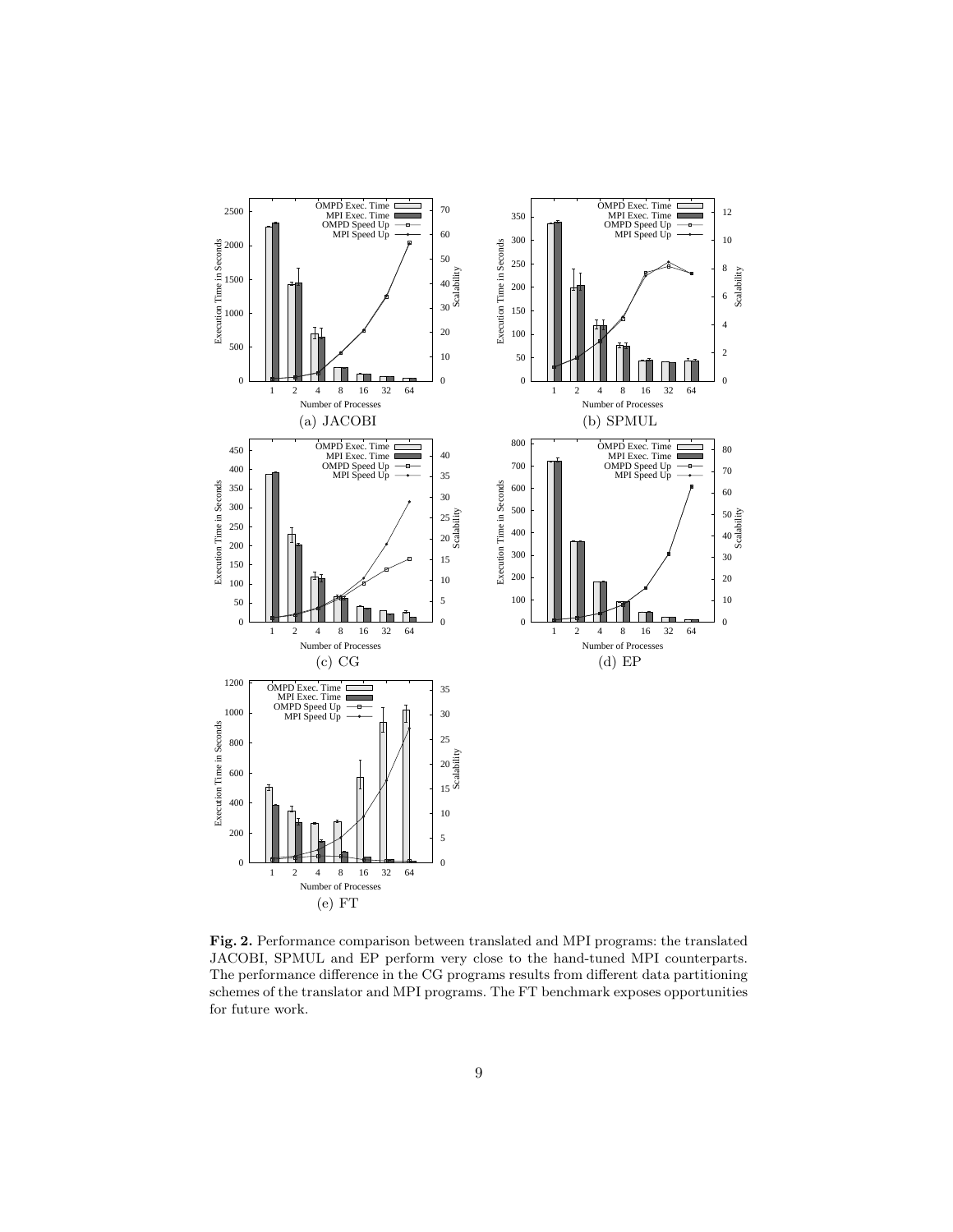(a) JACOBI

(b) SPMUL

(c) CG

(d) EP

(e) FT

**Fig. 2.** Performance comparison between translated and MPI programs: the translated JACOBI, SPMUL and EP perform very close to the hand-tuned MPI counterparts. The performance difference in the CG programs results from different data partitioning schemes of the translator and MPI programs. The FT benchmark exposes opportunities for future work.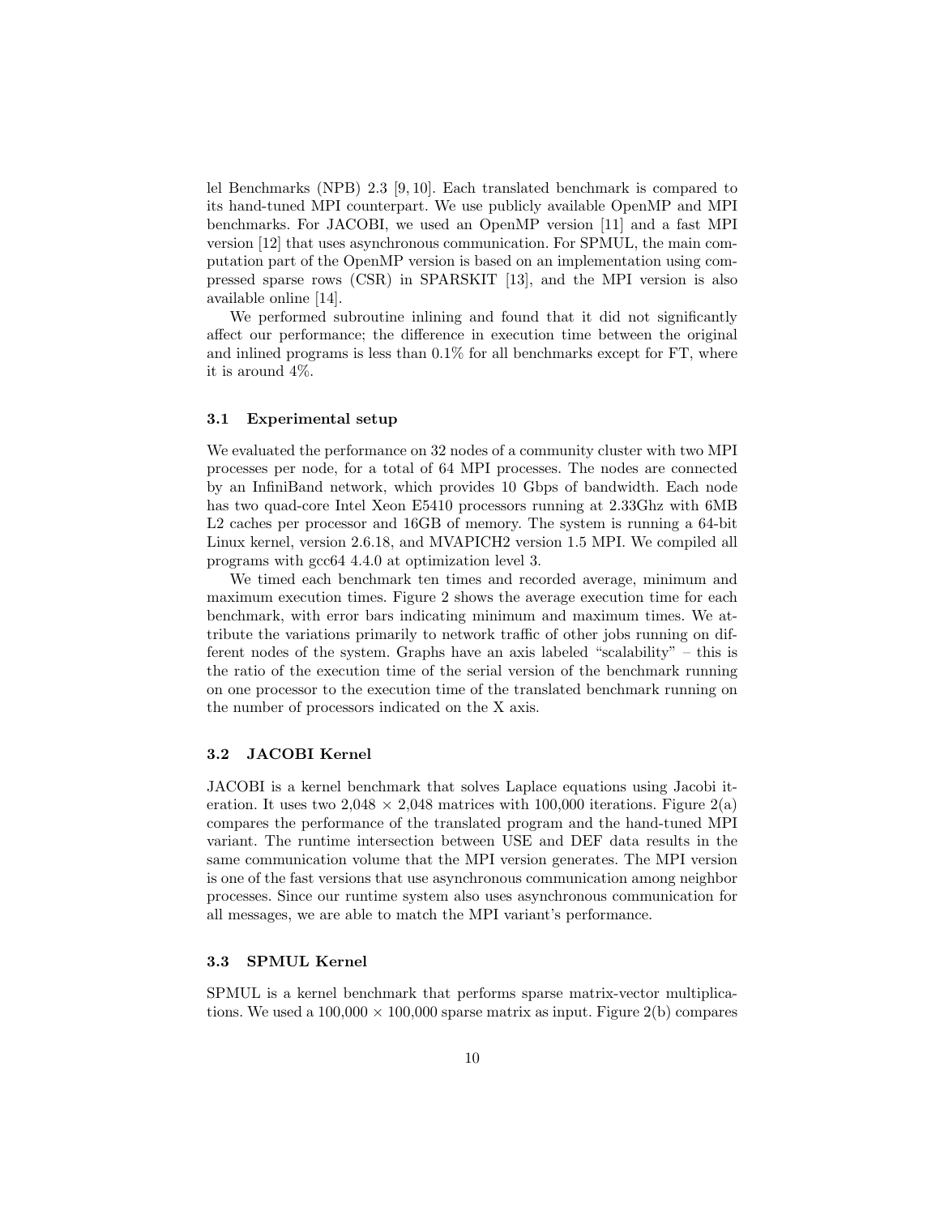lel Benchmarks (NPB) 2.3 [9, 10]. Each translated benchmark is compared to its hand-tuned MPI counterpart. We use publicly available OpenMP and MPI benchmarks. For JACOBI, we used an OpenMP version [11] and a fast MPI version [12] that uses asynchronous communication. For SPMUL, the main computation part of the OpenMP version is based on an implementation using compressed sparse rows (CSR) in SPARSKIT [13], and the MPI version is also available online [14].

We performed subroutine inlining and found that it did not significantly affect our performance; the difference in execution time between the original and inlined programs is less than 0.1% for all benchmarks except for FT, where it is around 4%.

### 3.1 Experimental setup

We evaluated the performance on 32 nodes of a community cluster with two MPI processes per node, for a total of 64 MPI processes. The nodes are connected by an InfiniBand network, which provides 10 Gbps of bandwidth. Each node has two quad-core Intel Xeon E5410 processors running at 2.33Ghz with 6MB L2 caches per processor and 16GB of memory. The system is running a 64-bit Linux kernel, version 2.6.18, and MVAPICH2 version 1.5 MPI. We compiled all programs with gcc64 4.4.0 at optimization level 3.

We timed each benchmark ten times and recorded average, minimum and maximum execution times. Figure 2 shows the average execution time for each benchmark, with error bars indicating minimum and maximum times. We attribute the variations primarily to network traffic of other jobs running on different nodes of the system. Graphs have an axis labeled "scalability" – this is the ratio of the execution time of the serial version of the benchmark running on one processor to the execution time of the translated benchmark running on the number of processors indicated on the X axis.

### 3.2 JACOBI Kernel

JACOBI is a kernel benchmark that solves Laplace equations using Jacobi iteration. It uses two 2,048 × 2,048 matrices with 100,000 iterations. Figure 2(a) compares the performance of the translated program and the hand-tuned MPI variant. The runtime intersection between USE and DEF data results in the same communication volume that the MPI version generates. The MPI version is one of the fast versions that use asynchronous communication among neighbor processes. Since our runtime system also uses asynchronous communication for all messages, we are able to match the MPI variant's performance.

### 3.3 SPMUL Kernel

SPMUL is a kernel benchmark that performs sparse matrix-vector multiplications. We used a 100,000 × 100,000 sparse matrix as input. Figure 2(b) compares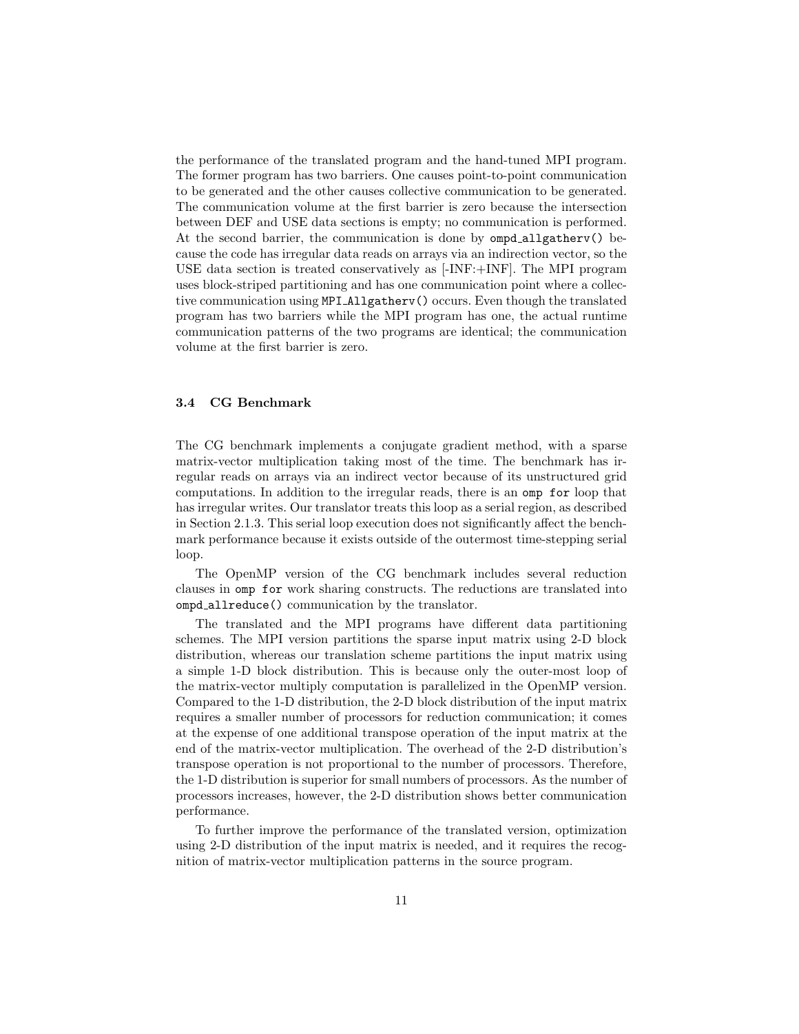the performance of the translated program and the hand-tuned MPI program. The former program has two barriers. One causes point-to-point communication to be generated and the other causes collective communication to be generated. The communication volume at the first barrier is zero because the intersection between DEF and USE data sections is empty; no communication is performed. At the second barrier, the communication is done by `ompd_allgatherv()` because the code has irregular data reads on arrays via an indirection vector, so the USE data section is treated conservatively as [-INF:+INF]. The MPI program uses block-striped partitioning and has one communication point where a collective communication using `MPI_Allgatherv()` occurs. Even though the translated program has two barriers while the MPI program has one, the actual runtime communication patterns of the two programs are identical; the communication volume at the first barrier is zero.

### 3.4 CG Benchmark

The CG benchmark implements a conjugate gradient method, with a sparse matrix-vector multiplication taking most of the time. The benchmark has irregular reads on arrays via an indirect vector because of its unstructured grid computations. In addition to the irregular reads, there is an `omp for` loop that has irregular writes. Our translator treats this loop as a serial region, as described in Section 2.1.3. This serial loop execution does not significantly affect the benchmark performance because it exists outside of the outermost time-stepping serial loop.

The OpenMP version of the CG benchmark includes several reduction clauses in `omp for` work sharing constructs. The reductions are translated into `ompd_allreduce()` communication by the translator.

The translated and the MPI programs have different data partitioning schemes. The MPI version partitions the sparse input matrix using 2-D block distribution, whereas our translation scheme partitions the input matrix using a simple 1-D block distribution. This is because only the outer-most loop of the matrix-vector multiply computation is parallelized in the OpenMP version. Compared to the 1-D distribution, the 2-D block distribution of the input matrix requires a smaller number of processors for reduction communication; it comes at the expense of one additional transpose operation of the input matrix at the end of the matrix-vector multiplication. The overhead of the 2-D distribution's transpose operation is not proportional to the number of processors. Therefore, the 1-D distribution is superior for small numbers of processors. As the number of processors increases, however, the 2-D distribution shows better communication performance.

To further improve the performance of the translated version, optimization using 2-D distribution of the input matrix is needed, and it requires the recognition of matrix-vector multiplication patterns in the source program.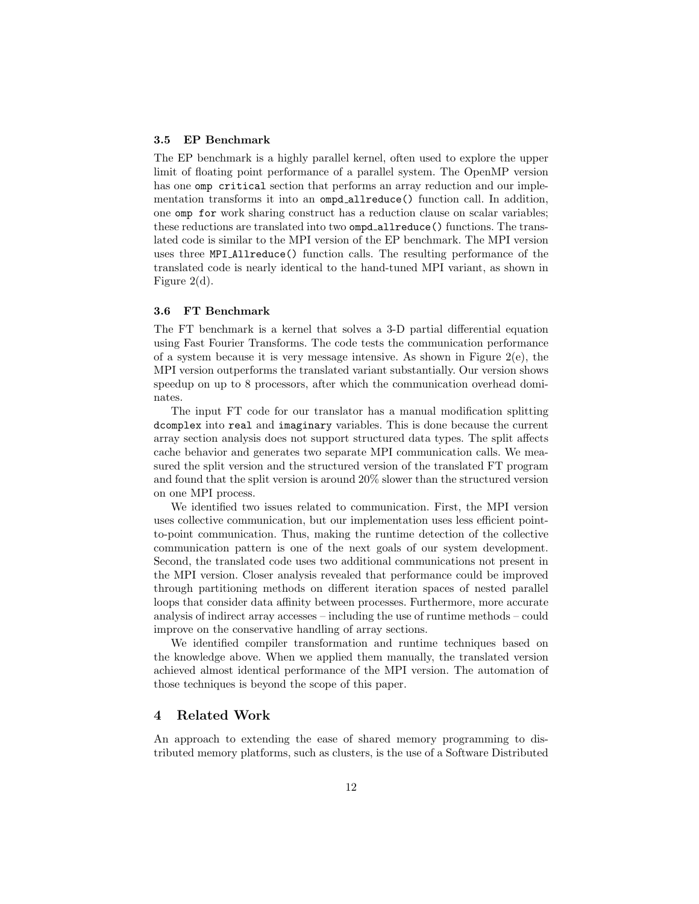### 3.5 EP Benchmark

The EP benchmark is a highly parallel kernel, often used to explore the upper limit of floating point performance of a parallel system. The OpenMP version has one `omp critical` section that performs an array reduction and our implementation transforms it into an `ompd_allreduce()` function call. In addition, one `omp for` work sharing construct has a reduction clause on scalar variables; these reductions are translated into two `ompd_allreduce()` functions. The translated code is similar to the MPI version of the EP benchmark. The MPI version uses three `MPI_Allreduce()` function calls. The resulting performance of the translated code is nearly identical to the hand-tuned MPI variant, as shown in Figure 2(d).

### 3.6 FT Benchmark

The FT benchmark is a kernel that solves a 3-D partial differential equation using Fast Fourier Transforms. The code tests the communication performance of a system because it is very message intensive. As shown in Figure 2(e), the MPI version outperforms the translated variant substantially. Our version shows speedup on up to 8 processors, after which the communication overhead dominates.

The input FT code for our translator has a manual modification splitting `dcomplex` into `real` and `imaginary` variables. This is done because the current array section analysis does not support structured data types. The split affects cache behavior and generates two separate MPI communication calls. We measured the split version and the structured version of the translated FT program and found that the split version is around 20% slower than the structured version on one MPI process.

We identified two issues related to communication. First, the MPI version uses collective communication, but our implementation uses less efficient point-to-point communication. Thus, making the runtime detection of the collective communication pattern is one of the next goals of our system development. Second, the translated code uses two additional communications not present in the MPI version. Closer analysis revealed that performance could be improved through partitioning methods on different iteration spaces of nested parallel loops that consider data affinity between processes. Furthermore, more accurate analysis of indirect array accesses – including the use of runtime methods – could improve on the conservative handling of array sections.

We identified compiler transformation and runtime techniques based on the knowledge above. When we applied them manually, the translated version achieved almost identical performance of the MPI version. The automation of those techniques is beyond the scope of this paper.

## 4 Related Work

An approach to extending the ease of shared memory programming to distributed memory platforms, such as clusters, is the use of a Software Distributed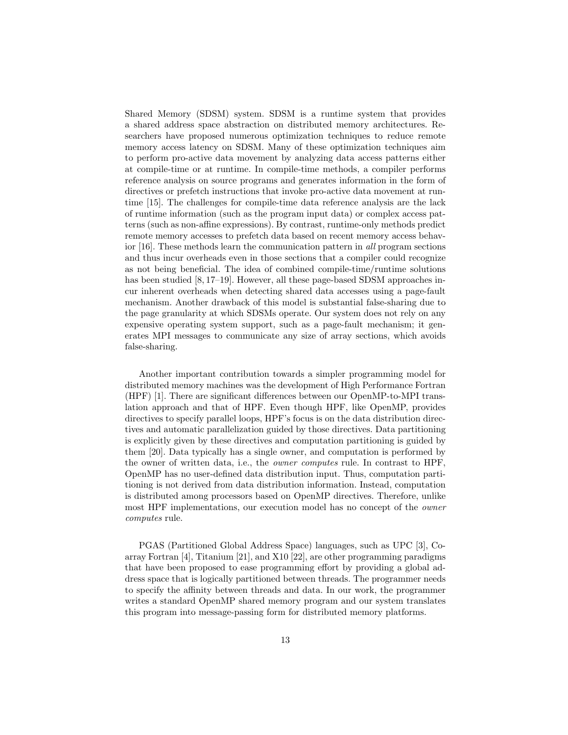Shared Memory (SDSM) system. SDSM is a runtime system that provides a shared address space abstraction on distributed memory architectures. Researchers have proposed numerous optimization techniques to reduce remote memory access latency on SDSM. Many of these optimization techniques aim to perform pro-active data movement by analyzing data access patterns either at compile-time or at runtime. In compile-time methods, a compiler performs reference analysis on source programs and generates information in the form of directives or prefetch instructions that invoke pro-active data movement at runtime [15]. The challenges for compile-time data reference analysis are the lack of runtime information (such as the program input data) or complex access patterns (such as non-affine expressions). By contrast, runtime-only methods predict remote memory accesses to prefetch data based on recent memory access behavior [16]. These methods learn the communication pattern in *all* program sections and thus incur overheads even in those sections that a compiler could recognize as not being beneficial. The idea of combined compile-time/runtime solutions has been studied [8, 17–19]. However, all these page-based SDSM approaches incur inherent overheads when detecting shared data accesses using a page-fault mechanism. Another drawback of this model is substantial false-sharing due to the page granularity at which SDSMs operate. Our system does not rely on any expensive operating system support, such as a page-fault mechanism; it generates MPI messages to communicate any size of array sections, which avoids false-sharing.

Another important contribution towards a simpler programming model for distributed memory machines was the development of High Performance Fortran (HPF) [1]. There are significant differences between our OpenMP-to-MPI translation approach and that of HPF. Even though HPF, like OpenMP, provides directives to specify parallel loops, HPF's focus is on the data distribution directives and automatic parallelization guided by those directives. Data partitioning is explicitly given by these directives and computation partitioning is guided by them [20]. Data typically has a single owner, and computation is performed by the owner of written data, i.e., the *owner computes* rule. In contrast to HPF, OpenMP has no user-defined data distribution input. Thus, computation partitioning is not derived from data distribution information. Instead, computation is distributed among processors based on OpenMP directives. Therefore, unlike most HPF implementations, our execution model has no concept of the *owner computes* rule.

PGAS (Partitioned Global Address Space) languages, such as UPC [3], Co-array Fortran [4], Titanium [21], and X10 [22], are other programming paradigms that have been proposed to ease programming effort by providing a global address space that is logically partitioned between threads. The programmer needs to specify the affinity between threads and data. In our work, the programmer writes a standard OpenMP shared memory program and our system translates this program into message-passing form for distributed memory platforms.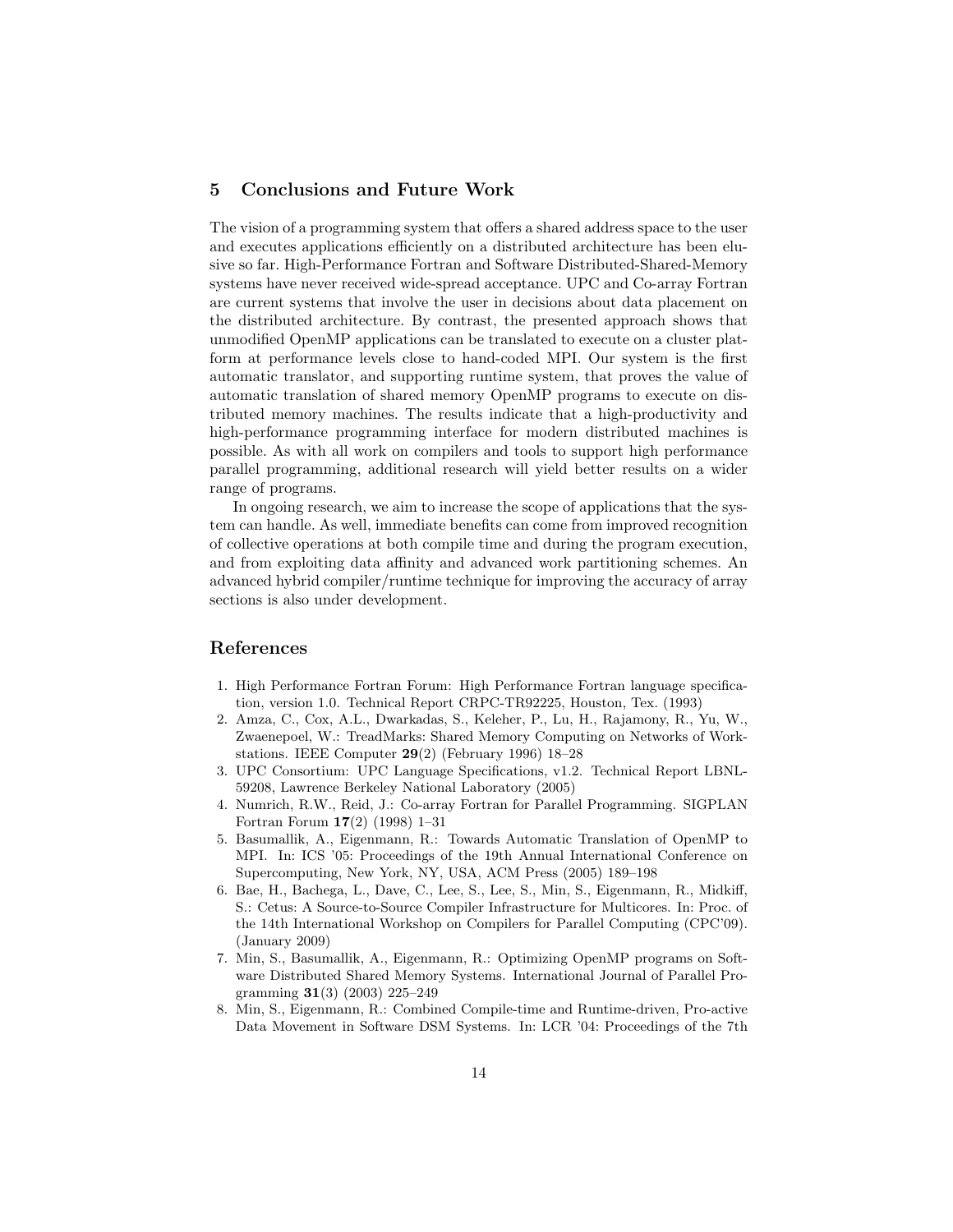## 5 Conclusions and Future Work

The vision of a programming system that offers a shared address space to the user and executes applications efficiently on a distributed architecture has been elusive so far. High-Performance Fortran and Software Distributed-Shared-Memory systems have never received wide-spread acceptance. UPC and Co-array Fortran are current systems that involve the user in decisions about data placement on the distributed architecture. By contrast, the presented approach shows that unmodified OpenMP applications can be translated to execute on a cluster platform at performance levels close to hand-coded MPI. Our system is the first automatic translator, and supporting runtime system, that proves the value of automatic translation of shared memory OpenMP programs to execute on distributed memory machines. The results indicate that a high-productivity and high-performance programming interface for modern distributed machines is possible. As with all work on compilers and tools to support high performance parallel programming, additional research will yield better results on a wider range of programs.

In ongoing research, we aim to increase the scope of applications that the system can handle. As well, immediate benefits can come from improved recognition of collective operations at both compile time and during the program execution, and from exploiting data affinity and advanced work partitioning schemes. An advanced hybrid compiler/runtime technique for improving the accuracy of array sections is also under development.

## References

1. High Performance Fortran Forum: High Performance Fortran language specification, version 1.0. Technical Report CRPC-TR92225, Houston, Tex. (1993)
2. Amza, C., Cox, A.L., Dwarkadas, S., Keleher, P., Lu, H., Rajamony, R., Yu, W., Zwaenepoel, W.: TreadMarks: Shared Memory Computing on Networks of Workstations. IEEE Computer **29**(2) (February 1996) 18–28
3. UPC Consortium: UPC Language Specifications, v1.2. Technical Report LBNL-59208, Lawrence Berkeley National Laboratory (2005)
4. Numrich, R.W., Reid, J.: Co-array Fortran for Parallel Programming. SIGPLAN Fortran Forum **17**(2) (1998) 1–31
5. Basumallik, A., Eigenmann, R.: Towards Automatic Translation of OpenMP to MPI. In: ICS '05: Proceedings of the 19th Annual International Conference on Supercomputing, New York, NY, USA, ACM Press (2005) 189–198
6. Bae, H., Bachega, L., Dave, C., Lee, S., Lee, S., Min, S., Eigenmann, R., Midkiff, S.: Cetus: A Source-to-Source Compiler Infrastructure for Multicores. In: Proc. of the 14th International Workshop on Compilers for Parallel Computing (CPC'09). (January 2009)
7. Min, S., Basumallik, A., Eigenmann, R.: Optimizing OpenMP programs on Software Distributed Shared Memory Systems. International Journal of Parallel Programming **31**(3) (2003) 225–249
8. Min, S., Eigenmann, R.: Combined Compile-time and Runtime-driven, Pro-active Data Movement in Software DSM Systems. In: LCR '04: Proceedings of the 7th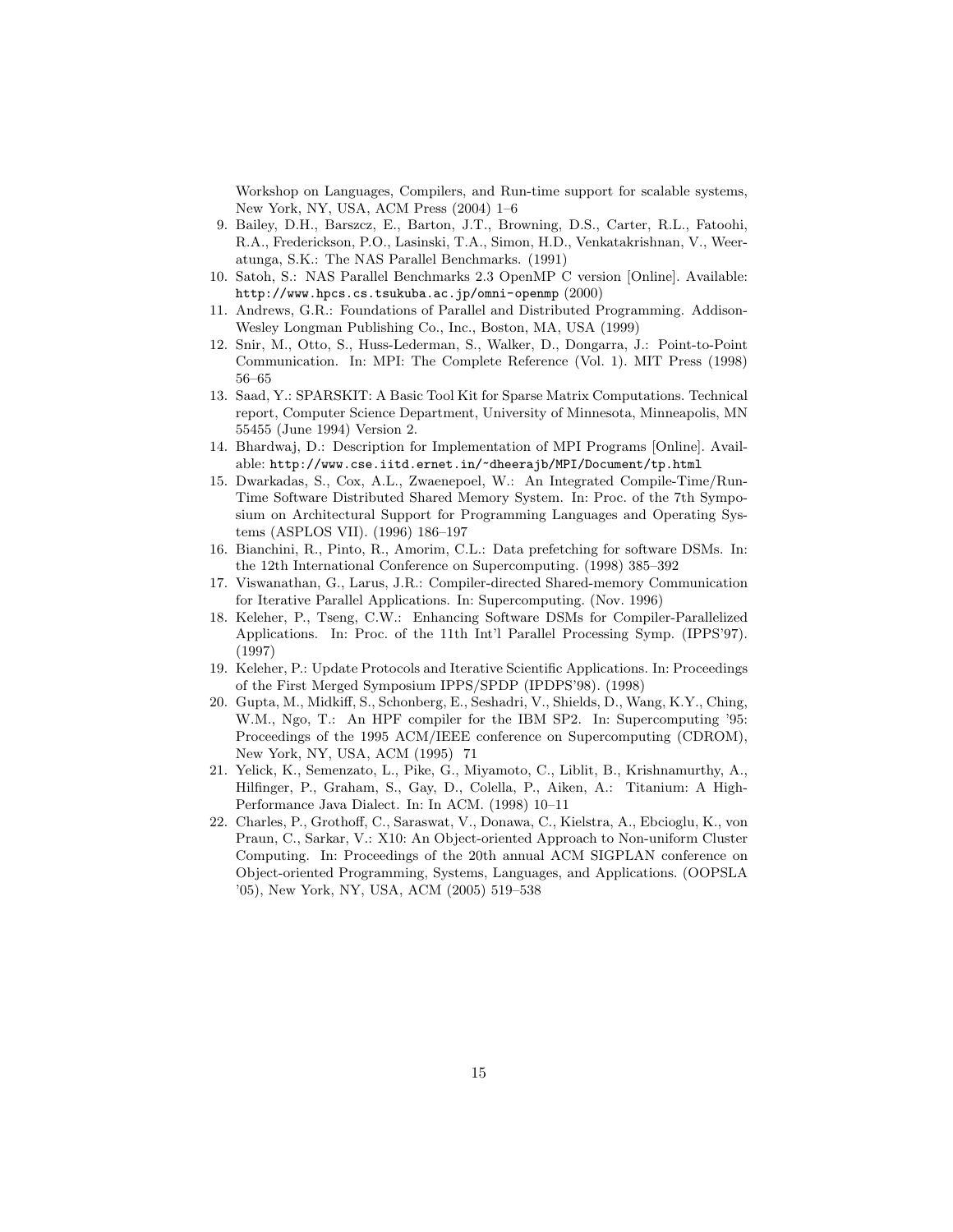Workshop on Languages, Compilers, and Run-time support for scalable systems, New York, NY, USA, ACM Press (2004) 1–6

9. Bailey, D.H., Barszcz, E., Barton, J.T., Browning, D.S., Carter, R.L., Fatoohi, R.A., Frederickson, P.O., Lasinski, T.A., Simon, H.D., Venkatakrishnan, V., Weeratunga, S.K.: The NAS Parallel Benchmarks. (1991)
10. Satoh, S.: NAS Parallel Benchmarks 2.3 OpenMP C version [Online]. Available: http://www.hpcs.cs.tsukuba.ac.jp/omni-openmp (2000)
11. Andrews, G.R.: Foundations of Parallel and Distributed Programming. Addison-Wesley Longman Publishing Co., Inc., Boston, MA, USA (1999)
12. Snir, M., Otto, S., Huss-Lederman, S., Walker, D., Dongarra, J.: Point-to-Point Communication. In: MPI: The Complete Reference (Vol. 1). MIT Press (1998) 56–65
13. Saad, Y.: SPARSKIT: A Basic Tool Kit for Sparse Matrix Computations. Technical report, Computer Science Department, University of Minnesota, Minneapolis, MN 55455 (June 1994) Version 2.
14. Bhardwaj, D.: Description for Implementation of MPI Programs [Online]. Available: http://www.cse.iitd.ernet.in/~dheerajb/MPI/Document/tp.html
15. Dwarkadas, S., Cox, A.L., Zwaenepoel, W.: An Integrated Compile-Time/Run-Time Software Distributed Shared Memory System. In: Proc. of the 7th Symposium on Architectural Support for Programming Languages and Operating Systems (ASPLOS VII). (1996) 186–197
16. Bianchini, R., Pinto, R., Amorim, C.L.: Data prefetching for software DSMs. In: the 12th International Conference on Supercomputing. (1998) 385–392
17. Viswanathan, G., Larus, J.R.: Compiler-directed Shared-memory Communication for Iterative Parallel Applications. In: Supercomputing. (Nov. 1996)
18. Keleher, P., Tseng, C.W.: Enhancing Software DSMs for Compiler-Parallelized Applications. In: Proc. of the 11th Int'l Parallel Processing Symp. (IPPS'97). (1997)
19. Keleher, P.: Update Protocols and Iterative Scientific Applications. In: Proceedings of the First Merged Symposium IPPS/SPDP (IPDPS'98). (1998)
20. Gupta, M., Midkiff, S., Schonberg, E., Seshadri, V., Shields, D., Wang, K.Y., Ching, W.M., Ngo, T.: An HPF compiler for the IBM SP2. In: Supercomputing '95: Proceedings of the 1995 ACM/IEEE conference on Supercomputing (CDROM), New York, NY, USA, ACM (1995) 71
21. Yelick, K., Semenzato, L., Pike, G., Miyamoto, C., Liblit, B., Krishnamurthy, A., Hilfinger, P., Graham, S., Gay, D., Colella, P., Aiken, A.: Titanium: A High-Performance Java Dialect. In: In ACM. (1998) 10–11
22. Charles, P., Grothoff, C., Saraswat, V., Donawa, C., Kielstra, A., Ebcioglu, K., von Praun, C., Sarkar, V.: X10: An Object-oriented Approach to Non-uniform Cluster Computing. In: Proceedings of the 20th annual ACM SIGPLAN conference on Object-oriented Programming, Systems, Languages, and Applications. (OOPSLA '05), New York, NY, USA, ACM (2005) 519–538